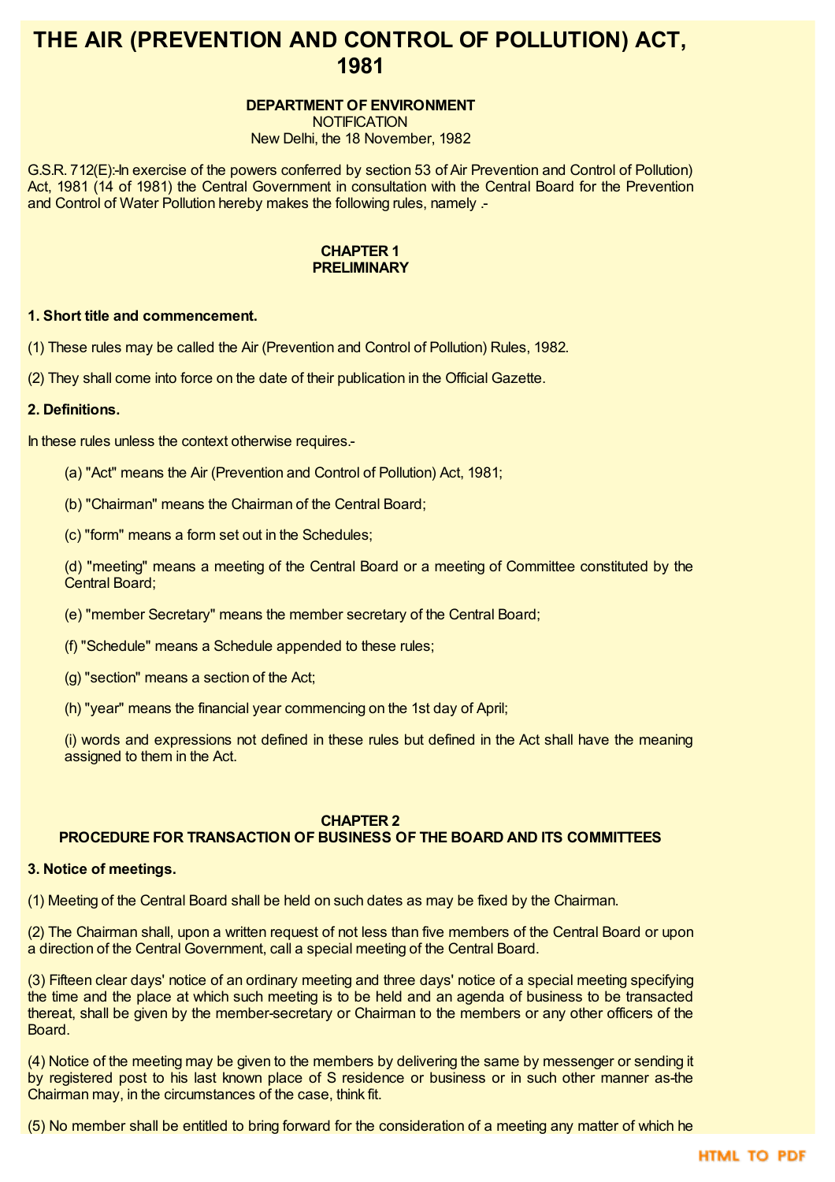# THE AIR (PREVENTION AND CONTROL OF POLLUTION) ACT, 1981

**DEPARTMENT OF ENVIRONMENT**
NOTIFICATION
New Delhi, the 18 November, 1982

G.S.R. 712(E):-In exercise of the powers conferred by section 53 of Air Prevention and Control of Pollution) Act, 1981 (14 of 1981) the Central Government in consultation with the Central Board for the Prevention and Control of Water Pollution hereby makes the following rules, namely .-

## CHAPTER 1
## PRELIMINARY

**1. Short title and commencement.**

(1) These rules may be called the Air (Prevention and Control of Pollution) Rules, 1982.

(2) They shall come into force on the date of their publication in the Official Gazette.

**2. Definitions.**

In these rules unless the context otherwise requires.-

(a) "Act" means the Air (Prevention and Control of Pollution) Act, 1981;

(b) "Chairman" means the Chairman of the Central Board;

(c) "form" means a form set out in the Schedules;

(d) "meeting" means a meeting of the Central Board or a meeting of Committee constituted by the Central Board;

(e) "member Secretary" means the member secretary of the Central Board;

(f) "Schedule" means a Schedule appended to these rules;

(g) "section" means a section of the Act;

(h) "year" means the financial year commencing on the 1st day of April;

(i) words and expressions not defined in these rules but defined in the Act shall have the meaning assigned to them in the Act.

## CHAPTER 2
## PROCEDURE FOR TRANSACTION OF BUSINESS OF THE BOARD AND ITS COMMITTEES

**3. Notice of meetings.**

(1) Meeting of the Central Board shall be held on such dates as may be fixed by the Chairman.

(2) The Chairman shall, upon a written request of not less than five members of the Central Board or upon a direction of the Central Government, call a special meeting of the Central Board.

(3) Fifteen clear days' notice of an ordinary meeting and three days' notice of a special meeting specifying the time and the place at which such meeting is to be held and an agenda of business to be transacted thereat, shall be given by the member-secretary or Chairman to the members or any other officers of the Board.

(4) Notice of the meeting may be given to the members by delivering the same by messenger or sending it by registered post to his last known place of S residence or business or in such other manner as-the Chairman may, in the circumstances of the case, think fit.

(5) No member shall be entitled to bring forward for the consideration of a meeting any matter of which he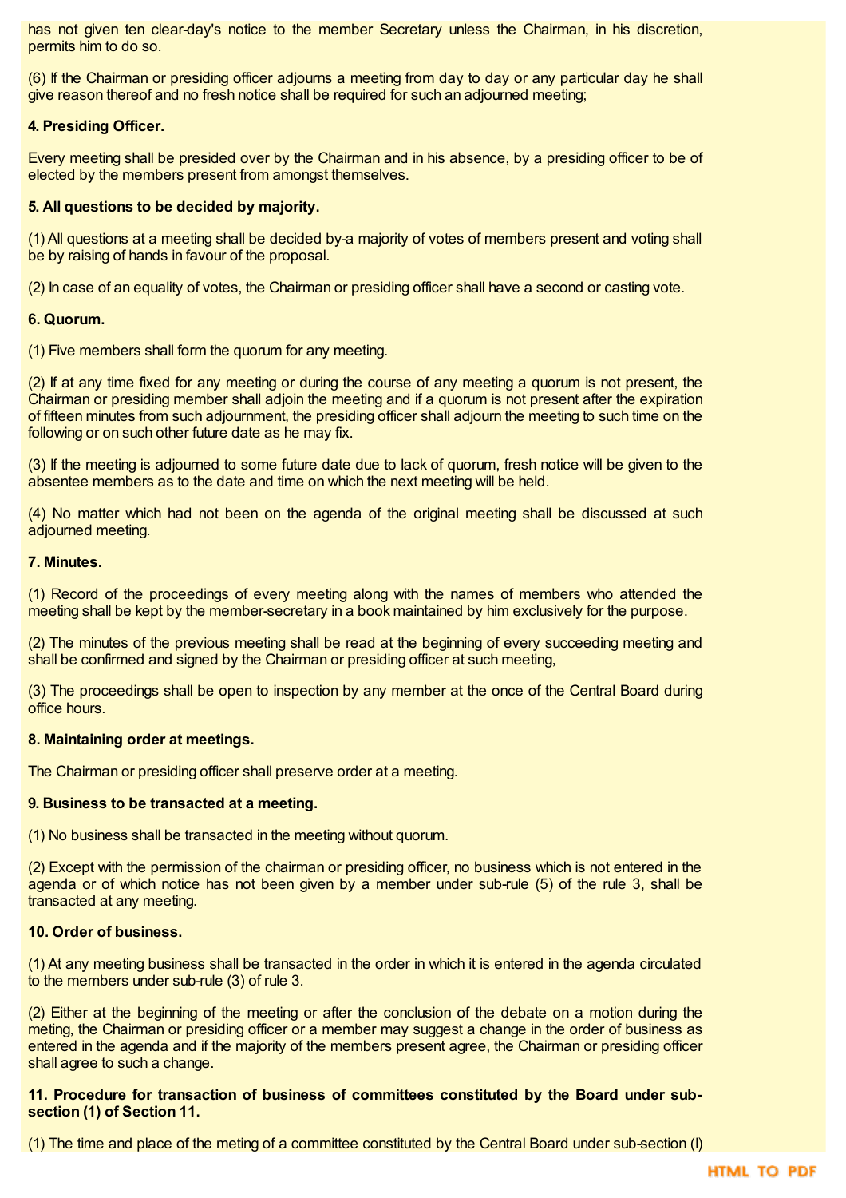has not given ten clear-day's notice to the member Secretary unless the Chairman, in his discretion, permits him to do so.

(6) If the Chairman or presiding officer adjourns a meeting from day to day or any particular day he shall give reason thereof and no fresh notice shall be required for such an adjourned meeting;

**4. Presiding Officer.**

Every meeting shall be presided over by the Chairman and in his absence, by a presiding officer to be of elected by the members present from amongst themselves.

**5. All questions to be decided by majority.**

(1) All questions at a meeting shall be decided by-a majority of votes of members present and voting shall be by raising of hands in favour of the proposal.

(2) In case of an equality of votes, the Chairman or presiding officer shall have a second or casting vote.

**6. Quorum.**

(1) Five members shall form the quorum for any meeting.

(2) If at any time fixed for any meeting or during the course of any meeting a quorum is not present, the Chairman or presiding member shall adjoin the meeting and if a quorum is not present after the expiration of fifteen minutes from such adjournment, the presiding officer shall adjourn the meeting to such time on the following or on such other future date as he may fix.

(3) If the meeting is adjourned to some future date due to lack of quorum, fresh notice will be given to the absentee members as to the date and time on which the next meeting will be held.

(4) No matter which had not been on the agenda of the original meeting shall be discussed at such adjourned meeting.

**7. Minutes.**

(1) Record of the proceedings of every meeting along with the names of members who attended the meeting shall be kept by the member-secretary in a book maintained by him exclusively for the purpose.

(2) The minutes of the previous meeting shall be read at the beginning of every succeeding meeting and shall be confirmed and signed by the Chairman or presiding officer at such meeting,

(3) The proceedings shall be open to inspection by any member at the once of the Central Board during office hours.

**8. Maintaining order at meetings.**

The Chairman or presiding officer shall preserve order at a meeting.

**9. Business to be transacted at a meeting.**

(1) No business shall be transacted in the meeting without quorum.

(2) Except with the permission of the chairman or presiding officer, no business which is not entered in the agenda or of which notice has not been given by a member under sub-rule (5) of the rule 3, shall be transacted at any meeting.

**10. Order of business.**

(1) At any meeting business shall be transacted in the order in which it is entered in the agenda circulated to the members under sub-rule (3) of rule 3.

(2) Either at the beginning of the meeting or after the conclusion of the debate on a motion during the meting, the Chairman or presiding officer or a member may suggest a change in the order of business as entered in the agenda and if the majority of the members present agree, the Chairman or presiding officer shall agree to such a change.

**11. Procedure for transaction of business of committees constituted by the Board under sub-section (1) of Section 11.**

(1) The time and place of the meting of a committee constituted by the Central Board under sub-section (l)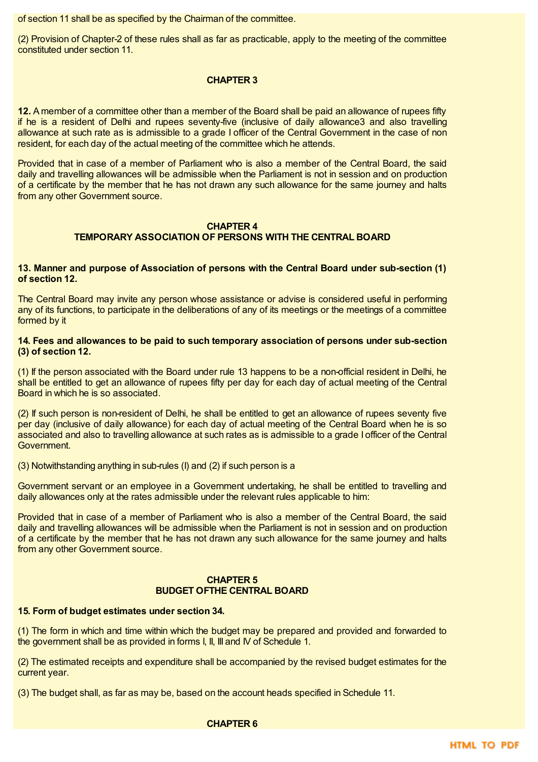of section 11 shall be as specified by the Chairman of the committee.

(2) Provision of Chapter-2 of these rules shall as far as practicable, apply to the meeting of the committee constituted under section 11.

### CHAPTER 3

**12.** A member of a committee other than a member of the Board shall be paid an allowance of rupees fifty if he is a resident of Delhi and rupees seventy-five (inclusive of daily allowance3 and also travelling allowance at such rate as is admissible to a grade I officer of the Central Government in the case of non resident, for each day of the actual meeting of the committee which he attends.

Provided that in case of a member of Parliament who is also a member of the Central Board, the said daily and travelling allowances will be admissible when the Parliament is not in session and on production of a certificate by the member that he has not drawn any such allowance for the same journey and halts from any other Government source.

### CHAPTER 4
### TEMPORARY ASSOCIATION OF PERSONS WITH THE CENTRAL BOARD

**13. Manner and purpose of Association of persons with the Central Board under sub-section (1) of section 12.**

The Central Board may invite any person whose assistance or advise is considered useful in performing any of its functions, to participate in the deliberations of any of its meetings or the meetings of a committee formed by it

**14. Fees and allowances to be paid to such temporary association of persons under sub-section (3) of section 12.**

(1) If the person associated with the Board under rule 13 happens to be a non-official resident in Delhi, he shall be entitled to get an allowance of rupees fifty per day for each day of actual meeting of the Central Board in which he is so associated.

(2) If such person is non-resident of Delhi, he shall be entitled to get an allowance of rupees seventy five per day (inclusive of daily allowance) for each day of actual meeting of the Central Board when he is so associated and also to travelling allowance at such rates as is admissible to a grade I officer of the Central Government.

(3) Notwithstanding anything in sub-rules (I) and (2) if such person is a

Government servant or an employee in a Government undertaking, he shall be entitled to travelling and daily allowances only at the rates admissible under the relevant rules applicable to him:

Provided that in case of a member of Parliament who is also a member of the Central Board, the said daily and travelling allowances will be admissible when the Parliament is not in session and on production of a certificate by the member that he has not drawn any such allowance for the same journey and halts from any other Government source.

### CHAPTER 5
### BUDGET OFTHE CENTRAL BOARD

**15. Form of budget estimates under section 34.**

(1) The form in which and time within which the budget may be prepared and provided and forwarded to the government shall be as provided in forms I, II, III and IV of Schedule 1.

(2) The estimated receipts and expenditure shall be accompanied by the revised budget estimates for the current year.

(3) The budget shall, as far as may be, based on the account heads specified in Schedule 11.

### CHAPTER 6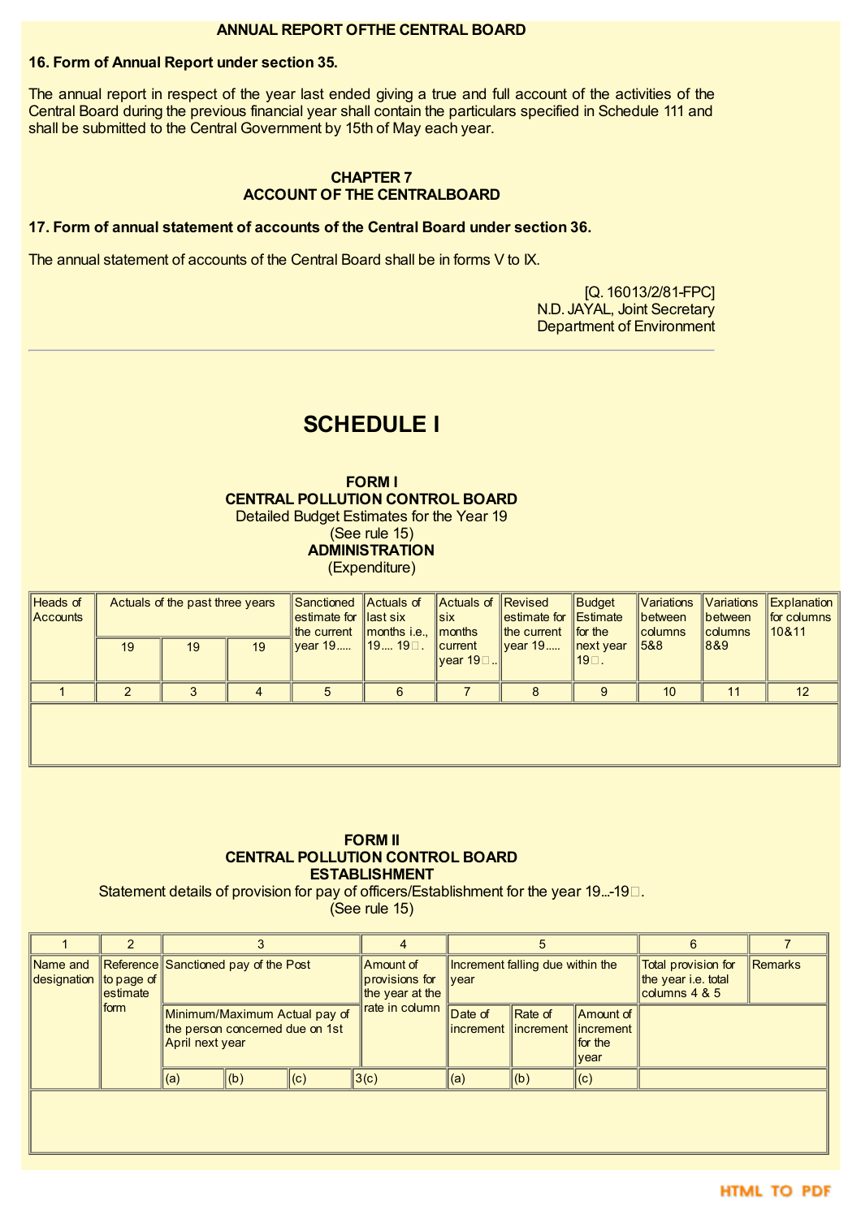**ANNUAL REPORT OFTHE CENTRAL BOARD**

**16. Form of Annual Report under section 35.**

The annual report in respect of the year last ended giving a true and full account of the activities of the Central Board during the previous financial year shall contain the particulars specified in Schedule 111 and shall be submitted to the Central Government by 15th of May each year.

**CHAPTER 7**
**ACCOUNT OF THE CENTRALBOARD**

**17. Form of annual statement of accounts of the Central Board under section 36.**

The annual statement of accounts of the Central Board shall be in forms V to IX.

[Q. 16013/2/81-FPC]
N.D. JAYAL, Joint Secretary
Department of Environment

---

# SCHEDULE I

**FORM I**
**CENTRAL POLLUTION CONTROL BOARD**
Detailed Budget Estimates for the Year 19
(See rule 15)
**ADMINISTRATION**
(Expenditure)

| Heads of Accounts | Actuals of the past three years | | | Sanctioned estimate for the current year 19..... | Actuals of last six months i.e., 19.... 19. | Actuals of six months current year 19.. | Revised estimate for the current year 19..... | Budget Estimate for the next year 19. | Variations between columns 5&8 | Variations between columns 8&9 | Explanation for columns 10&11 |
|---|---|---|---|---|---|---|---|---|---|---|---|
| | 19 | 19 | 19 | | | | | | | | |
| 1 | 2 | 3 | 4 | 5 | 6 | 7 | 8 | 9 | 10 | 11 | 12 |
| | | | | | | | | | | | |

**FORM II**
**CENTRAL POLLUTION CONTROL BOARD**
**ESTABLISHMENT**
Statement details of provision for pay of officers/Establishment for the year 19...-19.
(See rule 15)

| 1 | 2 | 3 | | | 4 | 5 | | | 6 | 7 |
|---|---|---|---|---|---|---|---|---|---|---|
| Name and designation | Reference to page of estimate form | Sanctioned pay of the Post | | | Amount of provisions for the year at the rate in column | Increment falling due within the year | | | Total provision for the year i.e. total columns 4 & 5 | Remarks |
| | | Minimum/Maximum Actual pay of the person concerned due on 1st April next year | | | | Date of increment | Rate of increment | Amount of increment for the year | | |
| | | (a) | (b) | (c) | 3(c) | (a) | (b) | (c) | | |
| | | | | | | | | | | |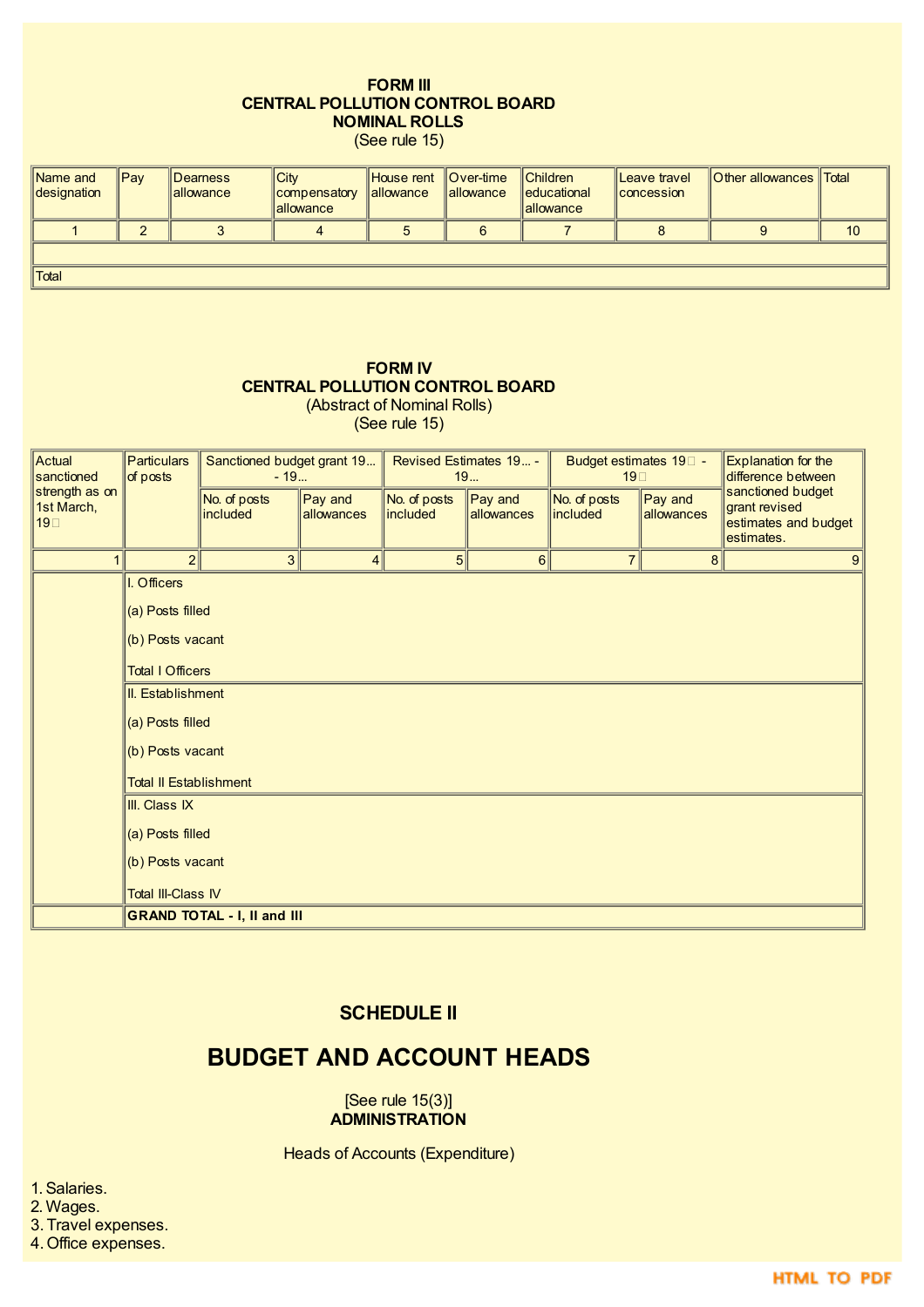**FORM III**
**CENTRAL POLLUTION CONTROL BOARD**
**NOMINAL ROLLS**
(See rule 15)

| Name and designation | Pay | Dearness allowance | City compensatory allowance | House rent allowance | Over-time allowance | Children educational allowance | Leave travel concession | Other allowances | Total |
|---|---|---|---|---|---|---|---|---|---|
| 1 | 2 | 3 | 4 | 5 | 6 | 7 | 8 | 9 | 10 |
| | | | | | | | | | |
| Total | | | | | | | | | |

**FORM IV**
**CENTRAL POLLUTION CONTROL BOARD**
(Abstract of Nominal Rolls)
(See rule 15)

| Actual sanctioned strength as on 1st March, 19 | Particulars of posts | Sanctioned budget grant 19... - 19... | | Revised Estimates 19... - 19... | | Budget estimates 19 - 19 | | Explanation for the difference between sanctioned budget grant revised estimates and budget estimates. |
|---|---|---|---|---|---|---|---|---|
| | | No. of posts included | Pay and allowances | No. of posts included | Pay and allowances | No. of posts included | Pay and allowances | |
| 1 | 2 | 3 | 4 | 5 | 6 | 7 | 8 | 9 |
| | I. Officers | | | | | | | |
| | (a) Posts filled | | | | | | | |
| | (b) Posts vacant | | | | | | | |
| | Total I Officers | | | | | | | |
| | II. Establishment | | | | | | | |
| | (a) Posts filled | | | | | | | |
| | (b) Posts vacant | | | | | | | |
| | Total II Establishment | | | | | | | |
| | III. Class IX | | | | | | | |
| | (a) Posts filled | | | | | | | |
| | (b) Posts vacant | | | | | | | |
| | Total III-Class IV | | | | | | | |
| | **GRAND TOTAL - I, II and III** | | | | | | | |

## SCHEDULE II

# BUDGET AND ACCOUNT HEADS

[See rule 15(3)]
**ADMINISTRATION**

Heads of Accounts (Expenditure)

1. Salaries.
2. Wages.
3. Travel expenses.
4. Office expenses.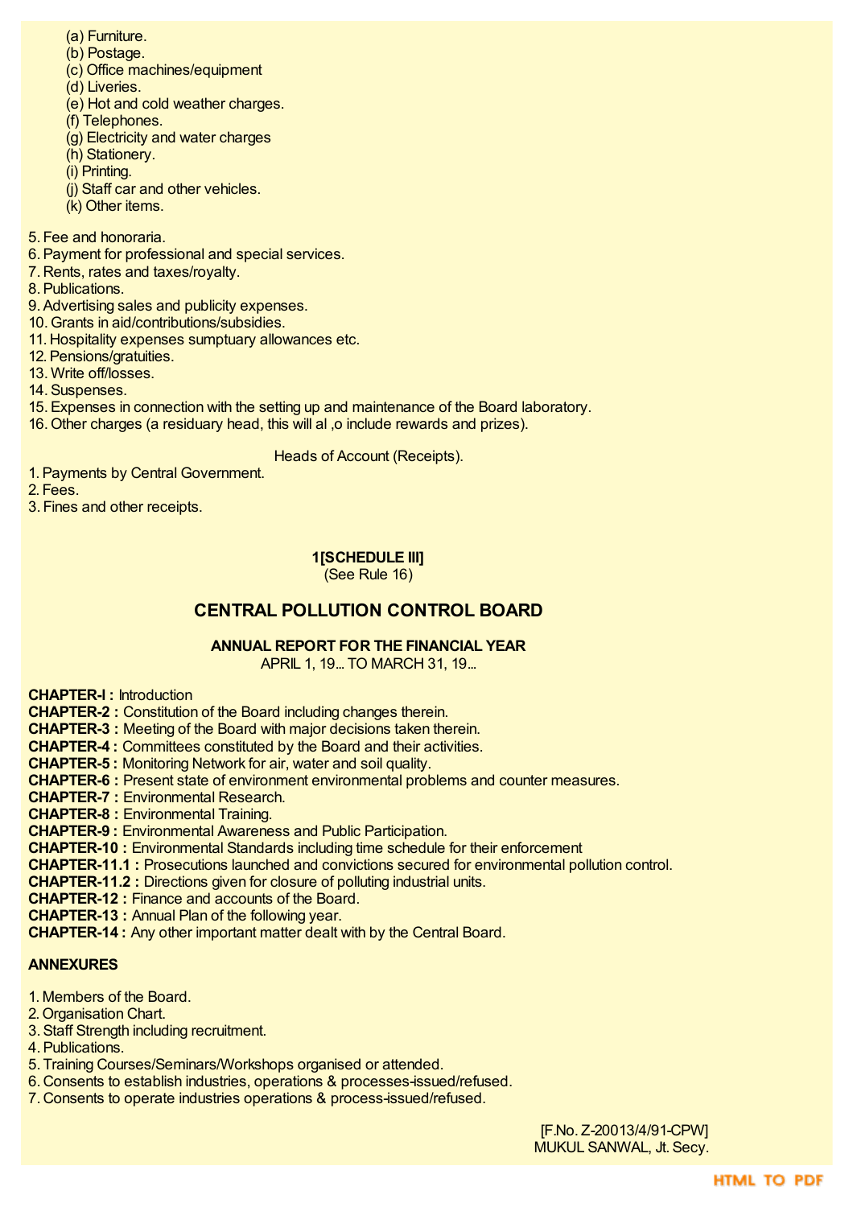(a) Furniture.
(b) Postage.
(c) Office machines/equipment
(d) Liveries.
(e) Hot and cold weather charges.
(f) Telephones.
(g) Electricity and water charges
(h) Stationery.
(i) Printing.
(j) Staff car and other vehicles.
(k) Other items.

5. Fee and honoraria.
6. Payment for professional and special services.
7. Rents, rates and taxes/royalty.
8. Publications.
9. Advertising sales and publicity expenses.
10. Grants in aid/contributions/subsidies.
11. Hospitality expenses sumptuary allowances etc.
12. Pensions/gratuities.
13. Write off/losses.
14. Suspenses.
15. Expenses in connection with the setting up and maintenance of the Board laboratory.
16. Other charges (a residuary head, this will al ,o include rewards and prizes).

Heads of Account (Receipts).

1. Payments by Central Government.
2. Fees.
3. Fines and other receipts.

**1[SCHEDULE III]**
(See Rule 16)

## CENTRAL POLLUTION CONTROL BOARD

**ANNUAL REPORT FOR THE FINANCIAL YEAR**
APRIL 1, 19... TO MARCH 31, 19...

**CHAPTER-I :** Introduction
**CHAPTER-2 :** Constitution of the Board including changes therein.
**CHAPTER-3 :** Meeting of the Board with major decisions taken therein.
**CHAPTER-4 :** Committees constituted by the Board and their activities.
**CHAPTER-5 :** Monitoring Network for air, water and soil quality.
**CHAPTER-6 :** Present state of environment environmental problems and counter measures.
**CHAPTER-7 :** Environmental Research.
**CHAPTER-8 :** Environmental Training.
**CHAPTER-9 :** Environmental Awareness and Public Participation.
**CHAPTER-10 :** Environmental Standards including time schedule for their enforcement
**CHAPTER-11.1 :** Prosecutions launched and convictions secured for environmental pollution control.
**CHAPTER-11.2 :** Directions given for closure of polluting industrial units.
**CHAPTER-12 :** Finance and accounts of the Board.
**CHAPTER-13 :** Annual Plan of the following year.
**CHAPTER-14 :** Any other important matter dealt with by the Central Board.

**ANNEXURES**

1. Members of the Board.
2. Organisation Chart.
3. Staff Strength including recruitment.
4. Publications.
5. Training Courses/Seminars/Workshops organised or attended.
6. Consents to establish industries, operations & processes-issued/refused.
7. Consents to operate industries operations & process-issued/refused.

[F.No. Z-20013/4/91-CPW]
MUKUL SANWAL, Jt. Secy.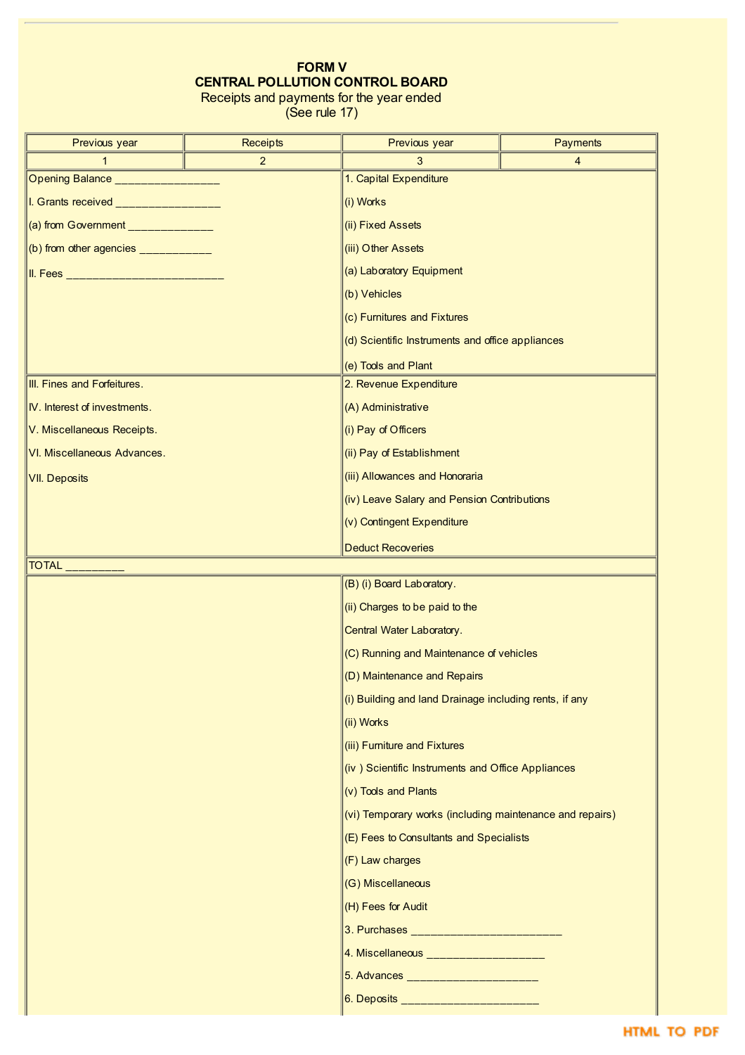**FORM V**

**CENTRAL POLLUTION CONTROL BOARD**

Receipts and payments for the year ended

(See rule 17)

| Previous year | Receipts | Previous year | Payments |
|---|---|---|---|
| 1 | 2 | 3 | 4 |
| Opening Balance ________________ | | 1. Capital Expenditure | |
| I. Grants received ________________ | | (i) Works | |
| (a) from Government _____________ | | (ii) Fixed Assets | |
| (b) from other agencies ___________ | | (iii) Other Assets | |
| II. Fees __________________________ | | (a) Laboratory Equipment | |
| | | (b) Vehicles | |
| | | (c) Furnitures and Fixtures | |
| | | (d) Scientific Instruments and office appliances | |
| | | (e) Tools and Plant | |
| III. Fines and Forfeitures. | | 2. Revenue Expenditure | |
| IV. Interest of investments. | | (A) Administrative | |
| V. Miscellaneous Receipts. | | (i) Pay of Officers | |
| VI. Miscellaneous Advances. | | (ii) Pay of Establishment | |
| VII. Deposits | | (iii) Allowances and Honoraria | |
| | | (iv) Leave Salary and Pension Contributions | |
| | | (v) Contingent Expenditure | |
| | | Deduct Recoveries | |
| TOTAL _________ | | | |
| | | (B) (i) Board Laboratory. | |
| | | (ii) Charges to be paid to the | |
| | | Central Water Laboratory. | |
| | | (C) Running and Maintenance of vehicles | |
| | | (D) Maintenance and Repairs | |
| | | (i) Building and land Drainage including rents, if any | |
| | | (ii) Works | |
| | | (iii) Furniture and Fixtures | |
| | | (iv ) Scientific Instruments and Office Appliances | |
| | | (v) Tools and Plants | |
| | | (vi) Temporary works (including maintenance and repairs) | |
| | | (E) Fees to Consultants and Specialists | |
| | | (F) Law charges | |
| | | (G) Miscellaneous | |
| | | (H) Fees for Audit | |
| | | 3. Purchases ________________________ | |
| | | 4. Miscellaneous ___________________ | |
| | | 5. Advances _____________________ | |
| | | 6. Deposits ______________________ | |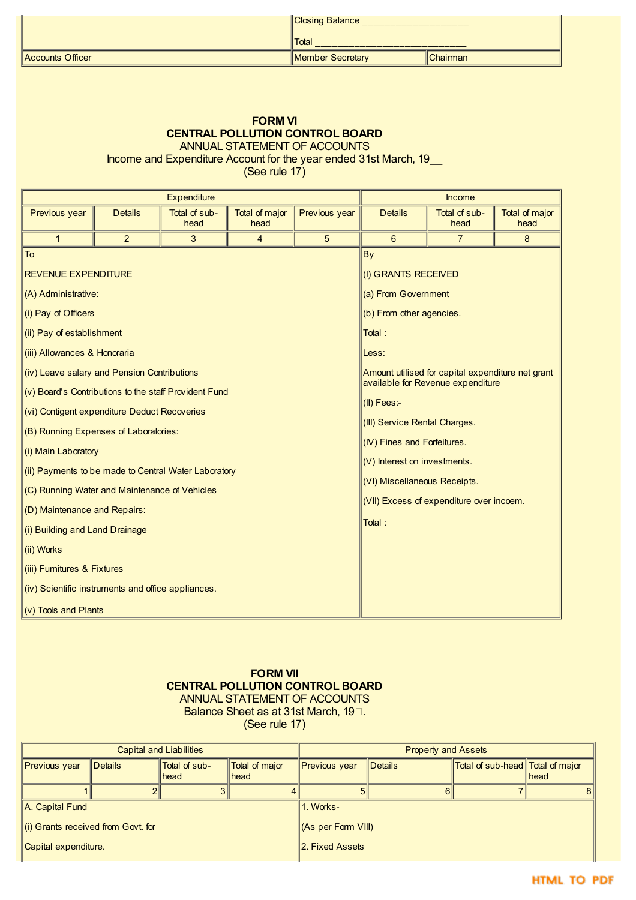| | | |
|---|---|---|
| | Closing Balance ____________________ | |
| | Total ____________________________ | |
| Accounts Officer | Member Secretary | Chairman |

## FORM VI

## CENTRAL POLLUTION CONTROL BOARD

ANNUAL STATEMENT OF ACCOUNTS

Income and Expenditure Account for the year ended 31st March, 19__

(See rule 17)

| Expenditure | | | | | Income | | |
|---|---|---|---|---|---|---|---|
| Previous year | Details | Total of sub-head | Total of major head | Previous year | Details | Total of sub-head | Total of major head |
| 1 | 2 | 3 | 4 | 5 | 6 | 7 | 8 |
| To<br><br>REVENUE EXPENDITURE<br><br>(A) Administrative:<br><br>(i) Pay of Officers<br><br>(ii) Pay of establishment<br><br>(iii) Allowances & Honoraria<br><br>(iv) Leave salary and Pension Contributions<br><br>(v) Board's Contributions to the staff Provident Fund<br><br>(vi) Contigent expenditure Deduct Recoveries<br><br>(B) Running Expenses of Laboratories:<br><br>(i) Main Laboratory<br><br>(ii) Payments to be made to Central Water Laboratory<br><br>(C) Running Water and Maintenance of Vehicles<br><br>(D) Maintenance and Repairs:<br><br>(i) Building and Land Drainage<br><br>(ii) Works<br><br>(iii) Furnitures & Fixtures<br><br>(iv) Scientific instruments and office appliances.<br><br>(v) Tools and Plants | | | | | By<br><br>(I) GRANTS RECEIVED<br><br>(a) From Government<br><br>(b) From other agencies.<br><br>Total :<br><br>Less:<br><br>Amount utilised for capital expenditure net grant available for Revenue expenditure<br><br>(II) Fees:-<br><br>(III) Service Rental Charges.<br><br>(IV) Fines and Forfeitures.<br><br>(V) Interest on investments.<br><br>(VI) Miscellaneous Receipts.<br><br>(VII) Excess of expenditure over incoem.<br><br>Total : | | |

## FORM VII

## CENTRAL POLLUTION CONTROL BOARD

ANNUAL STATEMENT OF ACCOUNTS

Balance Sheet as at 31st March, 19__.

(See rule 17)

| Capital and Liabilities | | | | Property and Assets | | | |
|---|---|---|---|---|---|---|---|
| Previous year | Details | Total of sub-head | Total of major head | Previous year | Details | Total of sub-head | Total of major head |
| 1 | 2 | 3 | 4 | 5 | 6 | 7 | 8 |
| A. Capital Fund<br><br>(i) Grants received from Govt. for<br><br>Capital expenditure. | | | | 1. Works-<br><br>(As per Form VIII)<br><br>2. Fixed Assets | | | |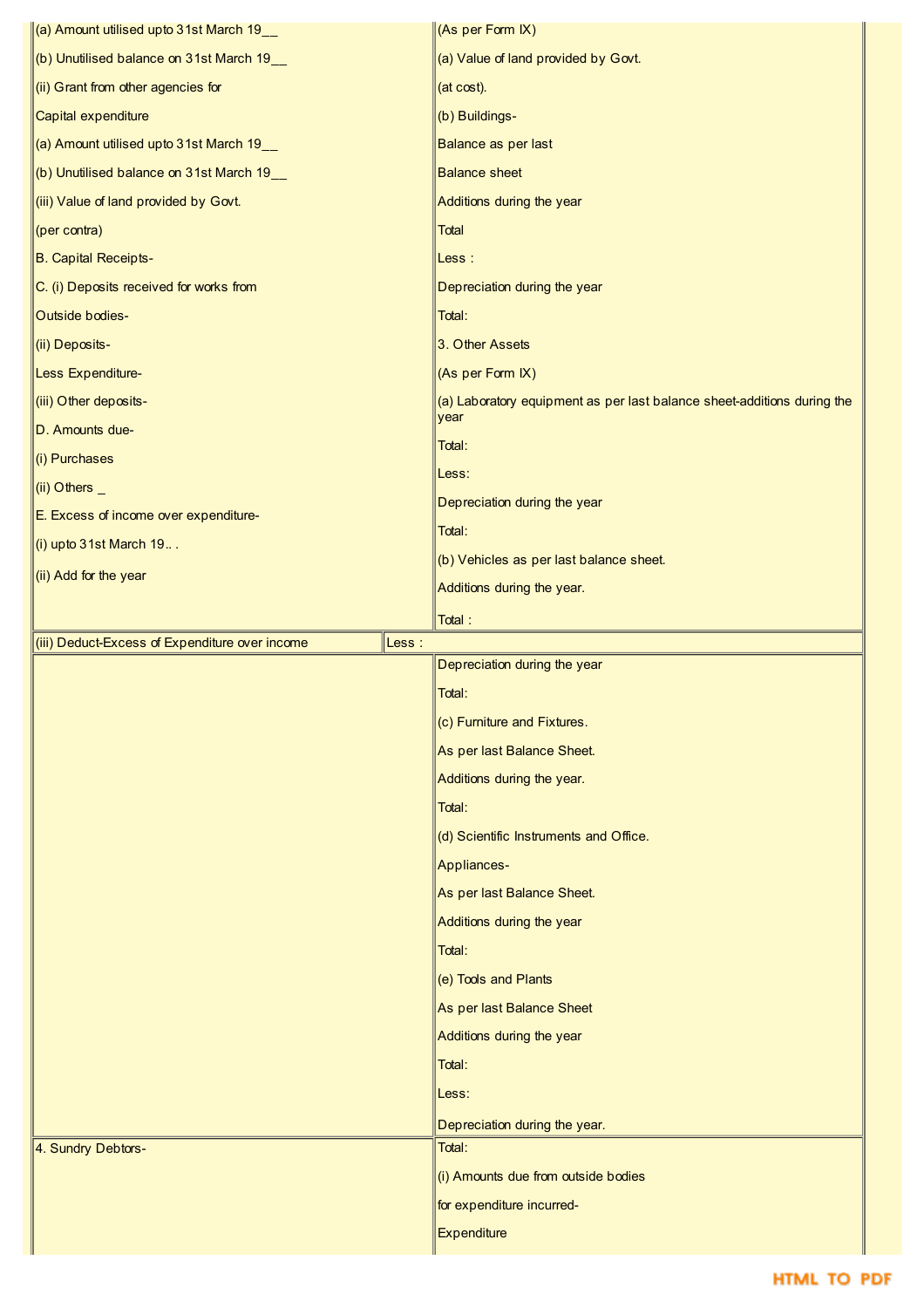| | |
|---|---|
| (a) Amount utilised upto 31st March 19__<br>(b) Unutilised balance on 31st March 19__<br>(ii) Grant from other agencies for<br>Capital expenditure<br>(a) Amount utilised upto 31st March 19__<br>(b) Unutilised balance on 31st March 19__<br>(iii) Value of land provided by Govt.<br>(per contra)<br>B. Capital Receipts-<br>C. (i) Deposits received for works from<br>Outside bodies-<br>(ii) Deposits-<br>Less Expenditure-<br>(iii) Other deposits-<br>D. Amounts due-<br>(i) Purchases<br>(ii) Others _<br>E. Excess of income over expenditure-<br>(i) upto 31st March 19.. .<br>(ii) Add for the year | (As per Form IX)<br>(a) Value of land provided by Govt.<br>(at cost).<br>(b) Buildings-<br>Balance as per last<br>Balance sheet<br>Additions during the year<br>Total<br>Less :<br>Depreciation during the year<br>Total:<br>3. Other Assets<br>(As per Form IX)<br>(a) Laboratory equipment as per last balance sheet-additions during the year<br>Total:<br>Less:<br>Depreciation during the year<br>Total:<br>(b) Vehicles as per last balance sheet.<br>Additions during the year.<br>Total : |
| (iii) Deduct-Excess of Expenditure over income | Less : |
| | Depreciation during the year<br>Total:<br>(c) Furniture and Fixtures.<br>As per last Balance Sheet.<br>Additions during the year.<br>Total:<br>(d) Scientific Instruments and Office.<br>Appliances-<br>As per last Balance Sheet.<br>Additions during the year<br>Total:<br>(e) Tools and Plants<br>As per last Balance Sheet<br>Additions during the year<br>Total:<br>Less:<br>Depreciation during the year. |
| 4. Sundry Debtors- | Total:<br>(i) Amounts due from outside bodies<br>for expenditure incurred-<br>Expenditure |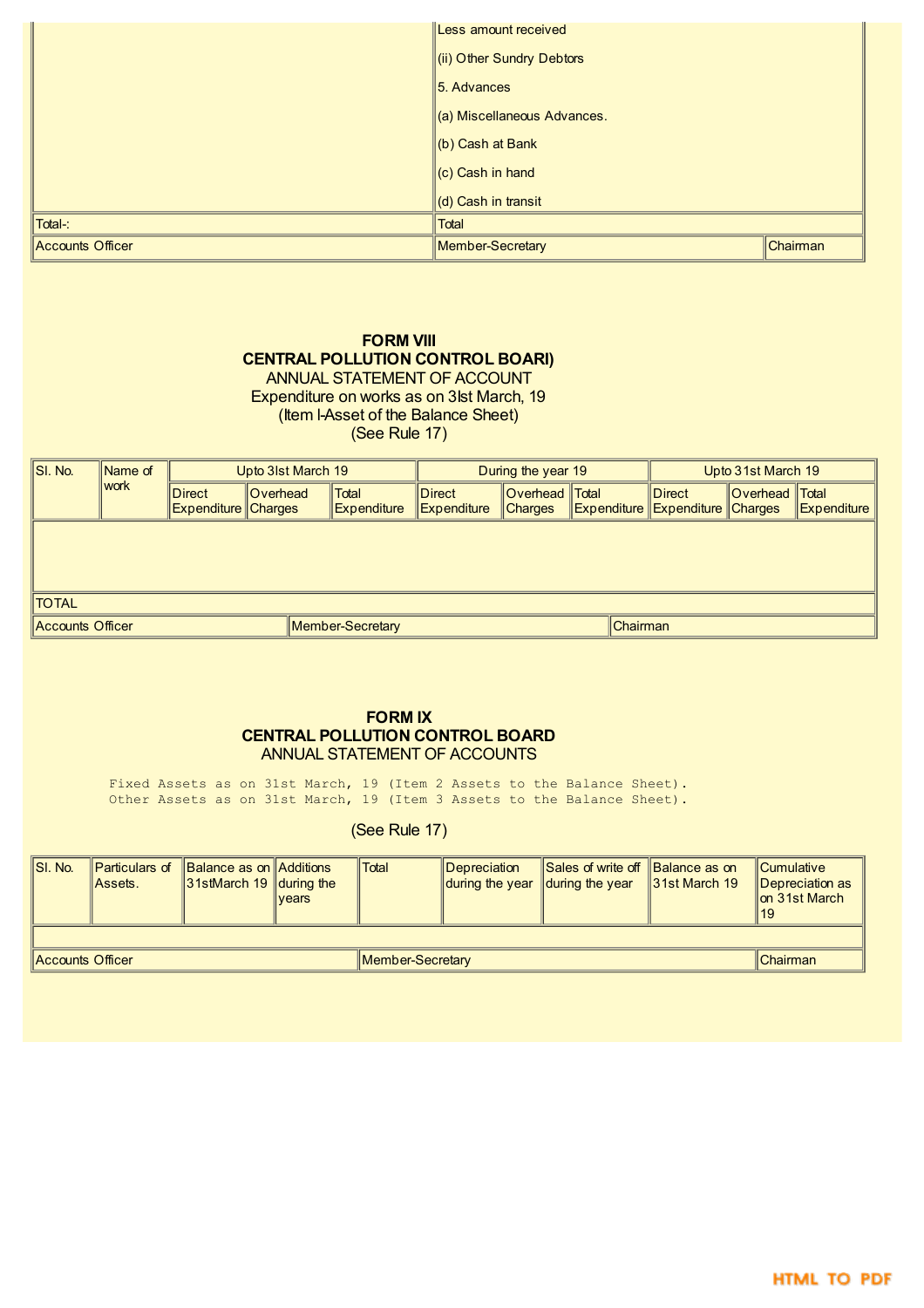| | |
|---|---|
| | Less amount received<br>(ii) Other Sundry Debtors<br>5. Advances<br>(a) Miscellaneous Advances.<br>(b) Cash at Bank<br>(c) Cash in hand<br>(d) Cash in transit |
| Total-: | Total |
| Accounts Officer | Member-Secretary / Chairman |

**FORM VIII**
**CENTRAL POLLUTION CONTROL BOARI)**
ANNUAL STATEMENT OF ACCOUNT
Expenditure on works as on 3lst March, 19
(Item l-Asset of the Balance Sheet)
(See Rule 17)

| Sl. No. | Name of work | Upto 3lst March 19 | | | During the year 19 | | | Upto 31st March 19 | | |
|---|---|---|---|---|---|---|---|---|---|---|
| | | Direct Expenditure | Overhead Charges | Total Expenditure | Direct Expenditure | Overhead Charges | Total Expenditure | Direct Expenditure | Overhead Charges | Total Expenditure |
| | | | | | | | | | | |
| TOTAL | | | | | | | | | | |
| Accounts Officer | | | Member-Secretary | | | | | Chairman | | |

**FORM IX**
**CENTRAL POLLUTION CONTROL BOARD**
ANNUAL STATEMENT OF ACCOUNTS

```
Fixed Assets as on 31st March, 19 (Item 2 Assets to the Balance Sheet).
Other Assets as on 31st March, 19 (Item 3 Assets to the Balance Sheet).
```

(See Rule 17)

| Sl. No. | Particulars of Assets. | Balance as on 31stMarch 19 | Additions during the years | Total | Depreciation during the year | Sales of write off during the year | Balance as on 31st March 19 | Cumulative Depreciation as on 31st March 19 |
|---|---|---|---|---|---|---|---|---|
| | | | | | | | | |
| Accounts Officer | | | | Member-Secretary | | | | Chairman |